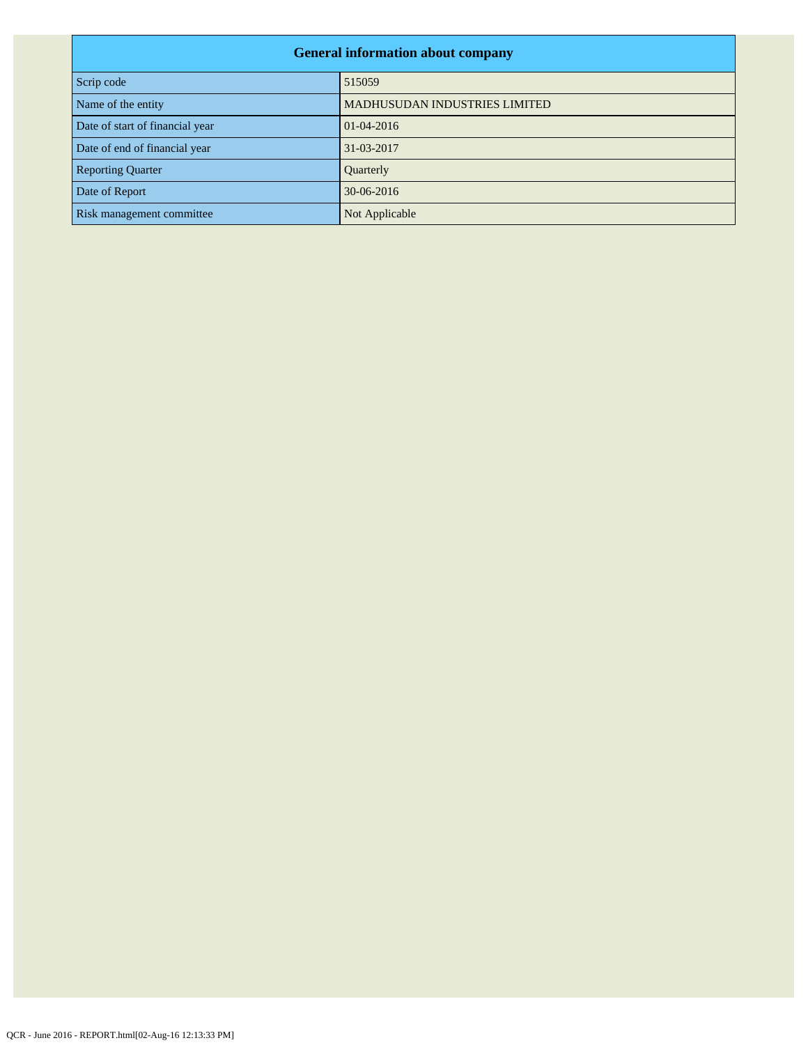| General information about company | |
|---|---|
| Scrip code | 515059 |
| Name of the entity | MADHUSUDAN INDUSTRIES LIMITED |
| Date of start of financial year | 01-04-2016 |
| Date of end of financial year | 31-03-2017 |
| Reporting Quarter | Quarterly |
| Date of Report | 30-06-2016 |
| Risk management committee | Not Applicable |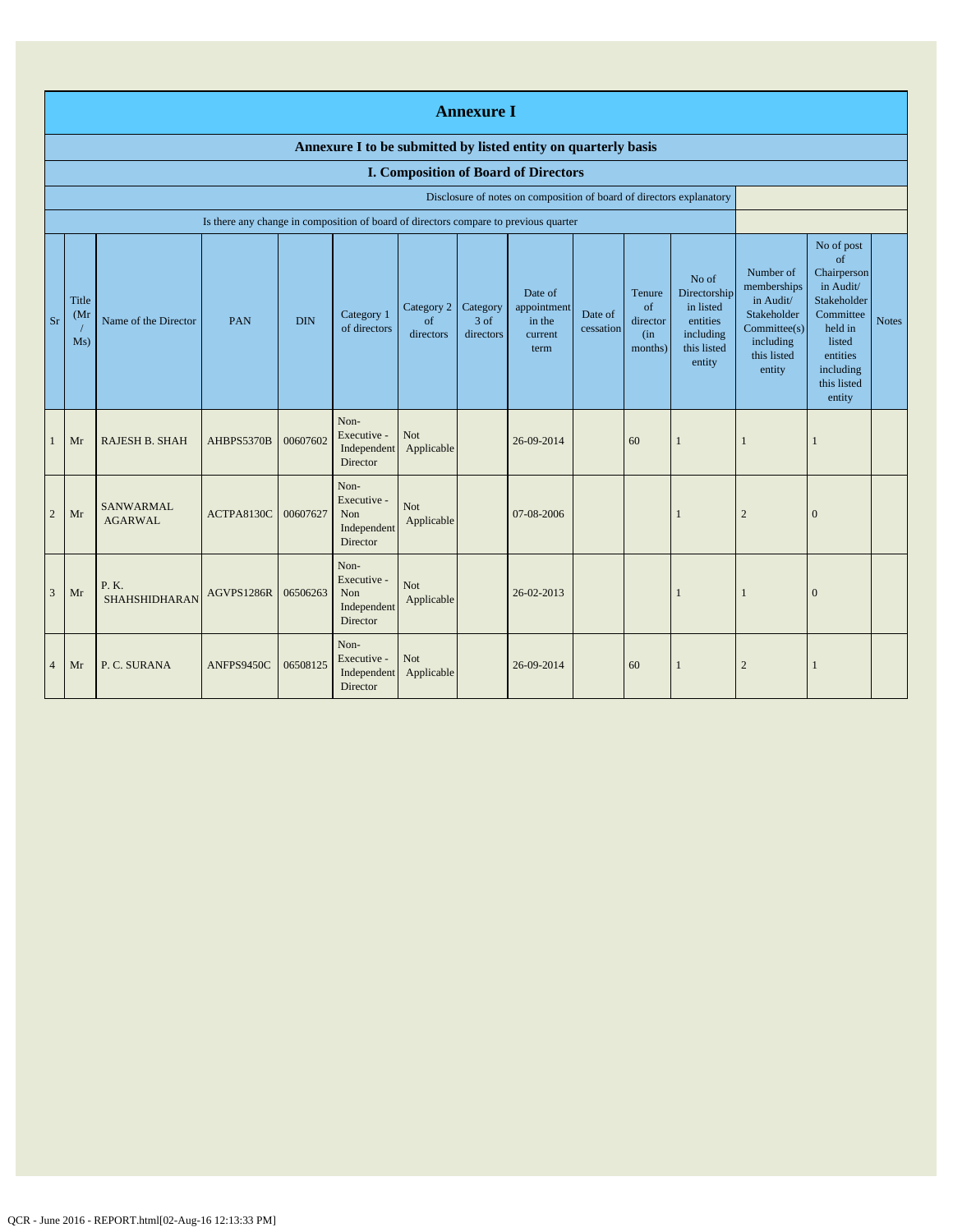# Annexure I

## Annexure I to be submitted by listed entity on quarterly basis

### I. Composition of Board of Directors

| Disclosure of notes on composition of board of directors explanatory | |
|---|---|
| Is there any change in composition of board of directors compare to previous quarter | |

| Sr | Title (Mr / Ms) | Name of the Director | PAN | DIN | Category 1 of directors | Category 2 of directors | Category 3 of directors | Date of appointment in the current term | Date of cessation | Tenure of director (in months) | No of Directorship in listed entities including this listed entity | Number of memberships in Audit/ Stakeholder Committee(s) including this listed entity | No of post of Chairperson in Audit/ Stakeholder Committee held in listed entities including this listed entity | Notes |
|---|---|---|---|---|---|---|---|---|---|---|---|---|---|---|
| 1 | Mr | RAJESH B. SHAH | AHBPS5370B | 00607602 | Non-Executive - Independent Director | Not Applicable | | 26-09-2014 | | 60 | 1 | 1 | 1 | |
| 2 | Mr | SANWARMAL AGARWAL | ACTPA8130C | 00607627 | Non-Executive - Non Independent Director | Not Applicable | | 07-08-2006 | | | 1 | 2 | 0 | |
| 3 | Mr | P. K. SHAHSHIDHARAN | AGVPS1286R | 06506263 | Non-Executive - Non Independent Director | Not Applicable | | 26-02-2013 | | | 1 | 1 | 0 | |
| 4 | Mr | P. C. SURANA | ANFPS9450C | 06508125 | Non-Executive - Independent Director | Not Applicable | | 26-09-2014 | | 60 | 1 | 2 | 1 | |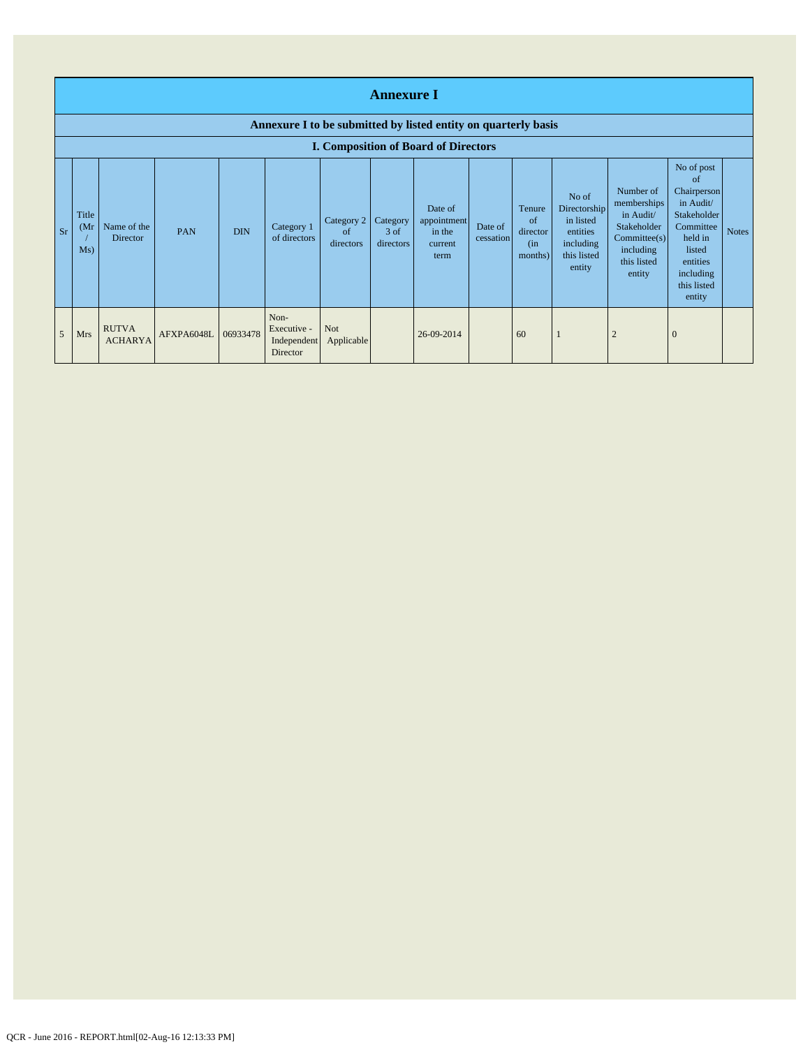# Annexure I

## Annexure I to be submitted by listed entity on quarterly basis

### I. Composition of Board of Directors

| Sr | Title (Mr / Ms) | Name of the Director | PAN | DIN | Category 1 of directors | Category 2 of directors | Category 3 of directors | Date of appointment in the current term | Date of cessation | Tenure of director (in months) | No of Directorship in listed entities including this listed entity | Number of memberships in Audit/ Stakeholder Committee(s) including this listed entity | No of post of Chairperson in Audit/ Stakeholder Committee held in listed entities including this listed entity | Notes |
|---|---|---|---|---|---|---|---|---|---|---|---|---|---|---|
| 5 | Mrs | RUTVA ACHARYA | AFXPA6048L | 06933478 | Non-Executive - Independent Director | Not Applicable | | 26-09-2014 | | 60 | 1 | 2 | 0 | |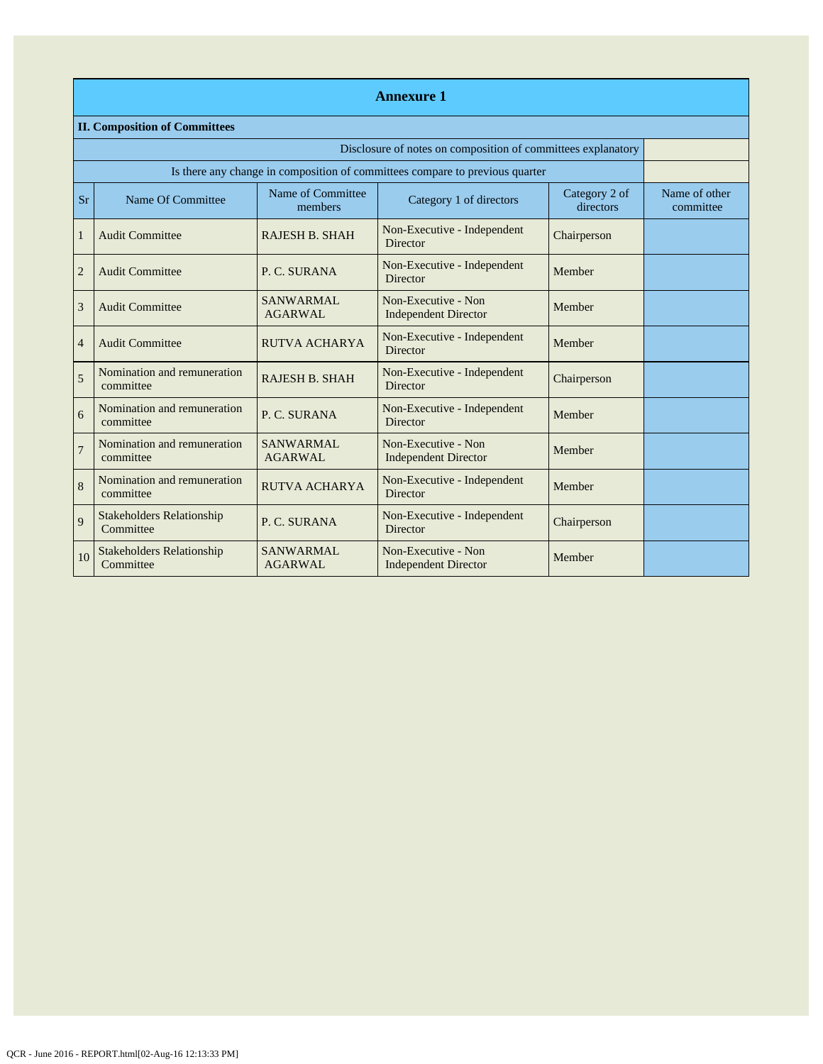## Annexure 1

### II. Composition of Committees

| Disclosure of notes on composition of committees explanatory | |
|---|---|
| Is there any change in composition of committees compare to previous quarter | |

| Sr | Name Of Committee | Name of Committee members | Category 1 of directors | Category 2 of directors | Name of other committee |
|---|---|---|---|---|---|
| 1 | Audit Committee | RAJESH B. SHAH | Non-Executive - Independent Director | Chairperson | |
| 2 | Audit Committee | P. C. SURANA | Non-Executive - Independent Director | Member | |
| 3 | Audit Committee | SANWARMAL AGARWAL | Non-Executive - Non Independent Director | Member | |
| 4 | Audit Committee | RUTVA ACHARYA | Non-Executive - Independent Director | Member | |
| 5 | Nomination and remuneration committee | RAJESH B. SHAH | Non-Executive - Independent Director | Chairperson | |
| 6 | Nomination and remuneration committee | P. C. SURANA | Non-Executive - Independent Director | Member | |
| 7 | Nomination and remuneration committee | SANWARMAL AGARWAL | Non-Executive - Non Independent Director | Member | |
| 8 | Nomination and remuneration committee | RUTVA ACHARYA | Non-Executive - Independent Director | Member | |
| 9 | Stakeholders Relationship Committee | P. C. SURANA | Non-Executive - Independent Director | Chairperson | |
| 10 | Stakeholders Relationship Committee | SANWARMAL AGARWAL | Non-Executive - Non Independent Director | Member | |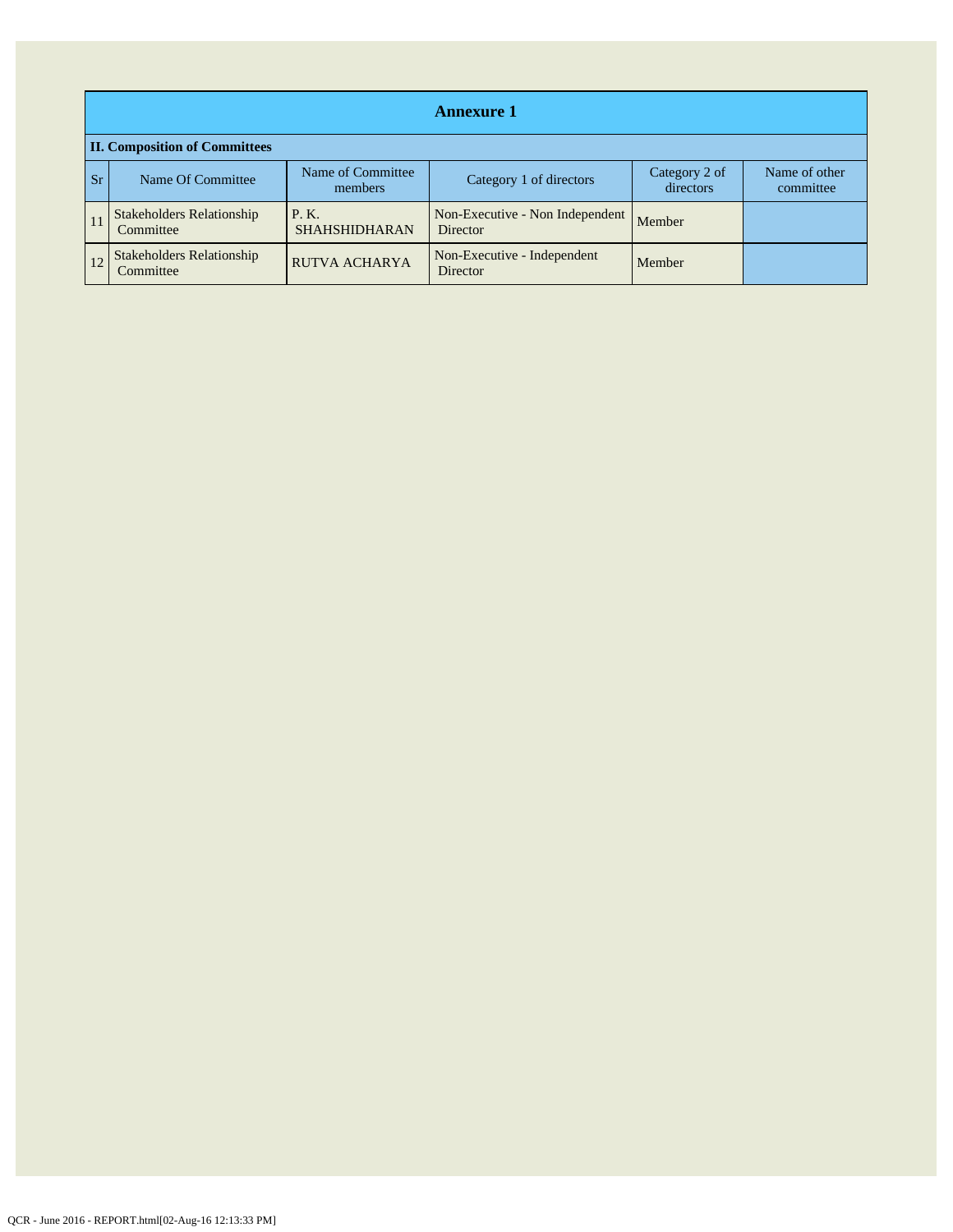## Annexure 1

### II. Composition of Committees

| Sr | Name Of Committee | Name of Committee members | Category 1 of directors | Category 2 of directors | Name of other committee |
|---|---|---|---|---|---|
| 11 | Stakeholders Relationship Committee | P. K. SHAHSHIDHARAN | Non-Executive - Non Independent Director | Member | |
| 12 | Stakeholders Relationship Committee | RUTVA ACHARYA | Non-Executive - Independent Director | Member | |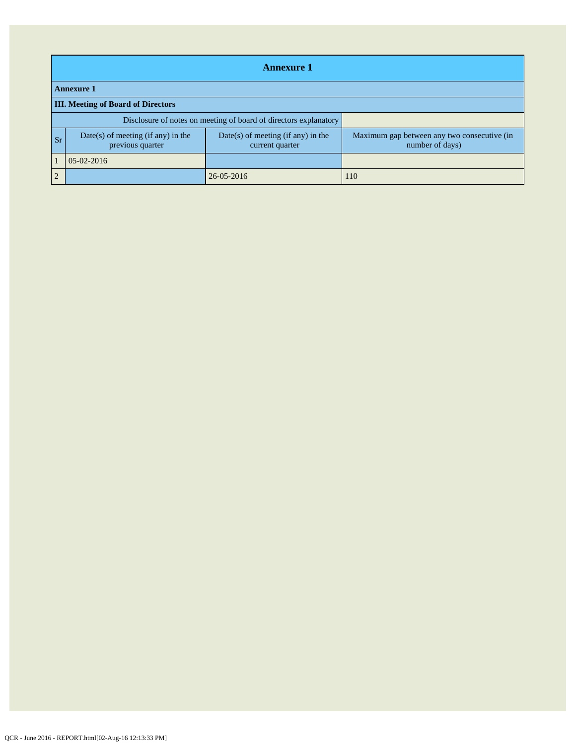# Annexure 1

**Annexure 1**

**III. Meeting of Board of Directors**

| Disclosure of notes on meeting of board of directors explanatory | | | |
|---|---|---|---|
| Sr | Date(s) of meeting (if any) in the previous quarter | Date(s) of meeting (if any) in the current quarter | Maximum gap between any two consecutive (in number of days) |
| 1 | 05-02-2016 | | |
| 2 | | 26-05-2016 | 110 |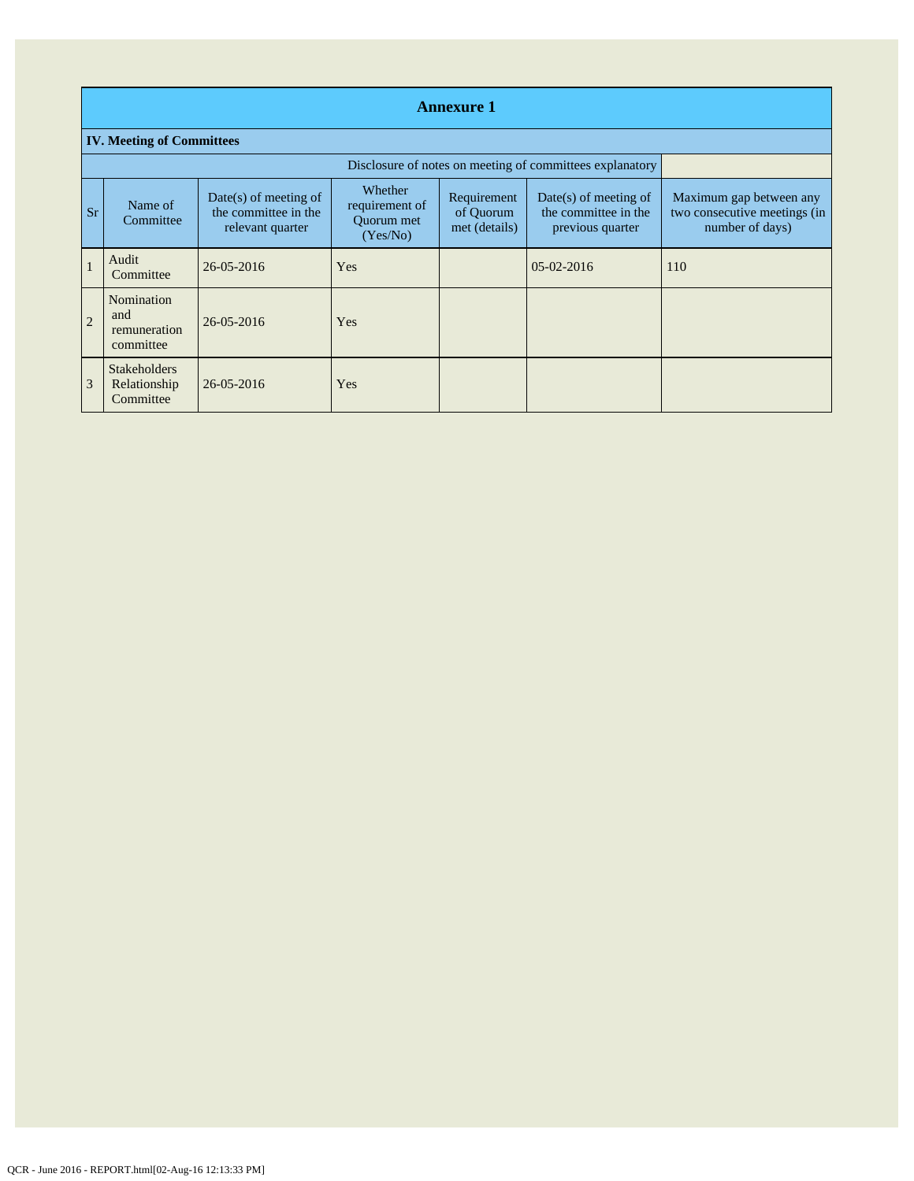## Annexure 1

### IV. Meeting of Committees

Disclosure of notes on meeting of committees explanatory

| Sr | Name of Committee | Date(s) of meeting of the committee in the relevant quarter | Whether requirement of Quorum met (Yes/No) | Requirement of Quorum met (details) | Date(s) of meeting of the committee in the previous quarter | Maximum gap between any two consecutive meetings (in number of days) |
|---|---|---|---|---|---|---|
| 1 | Audit Committee | 26-05-2016 | Yes | | 05-02-2016 | 110 |
| 2 | Nomination and remuneration committee | 26-05-2016 | Yes | | | |
| 3 | Stakeholders Relationship Committee | 26-05-2016 | Yes | | | |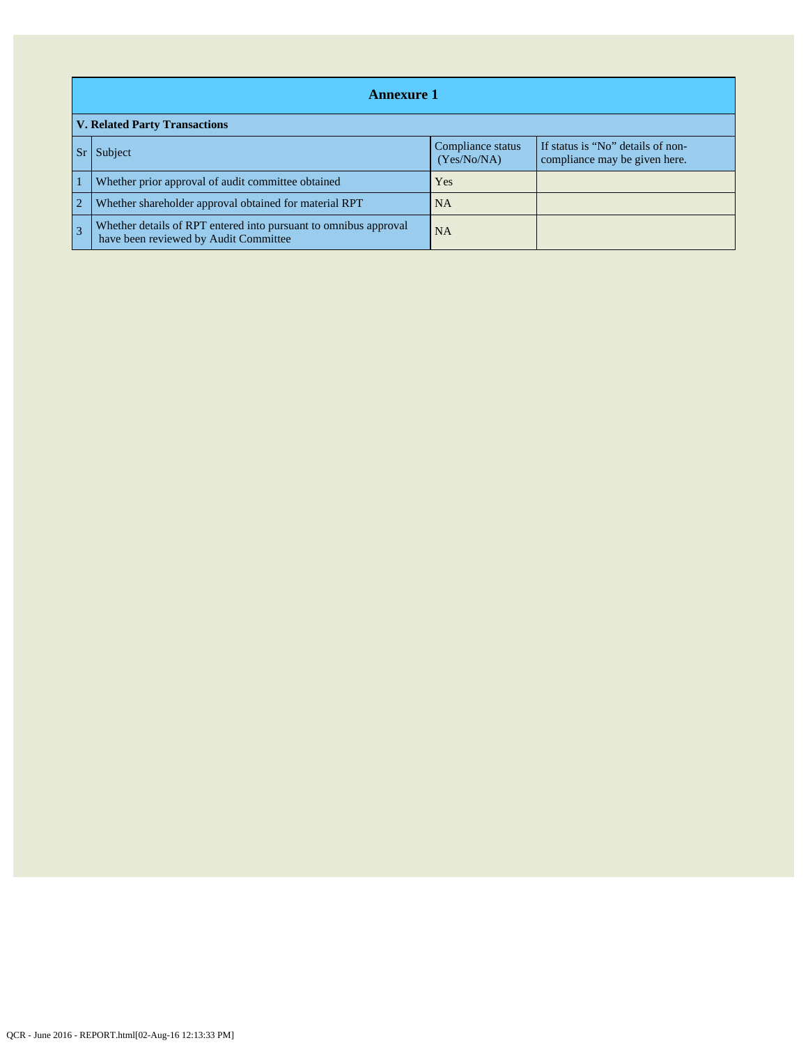## Annexure 1

### V. Related Party Transactions

| Sr | Subject | Compliance status (Yes/No/NA) | If status is "No" details of non-compliance may be given here. |
|---|---|---|---|
| 1 | Whether prior approval of audit committee obtained | Yes | |
| 2 | Whether shareholder approval obtained for material RPT | NA | |
| 3 | Whether details of RPT entered into pursuant to omnibus approval have been reviewed by Audit Committee | NA | |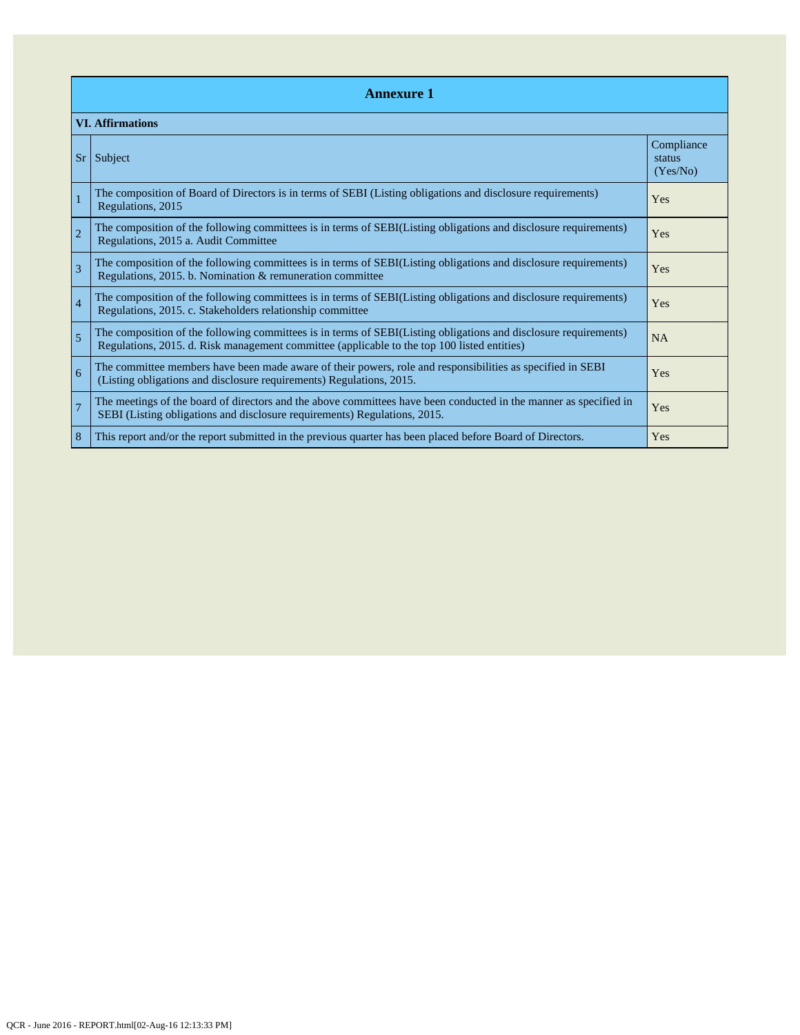## Annexure 1

### VI. Affirmations

| Sr | Subject | Compliance status (Yes/No) |
|---|---|---|
| 1 | The composition of Board of Directors is in terms of SEBI (Listing obligations and disclosure requirements) Regulations, 2015 | Yes |
| 2 | The composition of the following committees is in terms of SEBI(Listing obligations and disclosure requirements) Regulations, 2015 a. Audit Committee | Yes |
| 3 | The composition of the following committees is in terms of SEBI(Listing obligations and disclosure requirements) Regulations, 2015. b. Nomination & remuneration committee | Yes |
| 4 | The composition of the following committees is in terms of SEBI(Listing obligations and disclosure requirements) Regulations, 2015. c. Stakeholders relationship committee | Yes |
| 5 | The composition of the following committees is in terms of SEBI(Listing obligations and disclosure requirements) Regulations, 2015. d. Risk management committee (applicable to the top 100 listed entities) | NA |
| 6 | The committee members have been made aware of their powers, role and responsibilities as specified in SEBI (Listing obligations and disclosure requirements) Regulations, 2015. | Yes |
| 7 | The meetings of the board of directors and the above committees have been conducted in the manner as specified in SEBI (Listing obligations and disclosure requirements) Regulations, 2015. | Yes |
| 8 | This report and/or the report submitted in the previous quarter has been placed before Board of Directors. | Yes |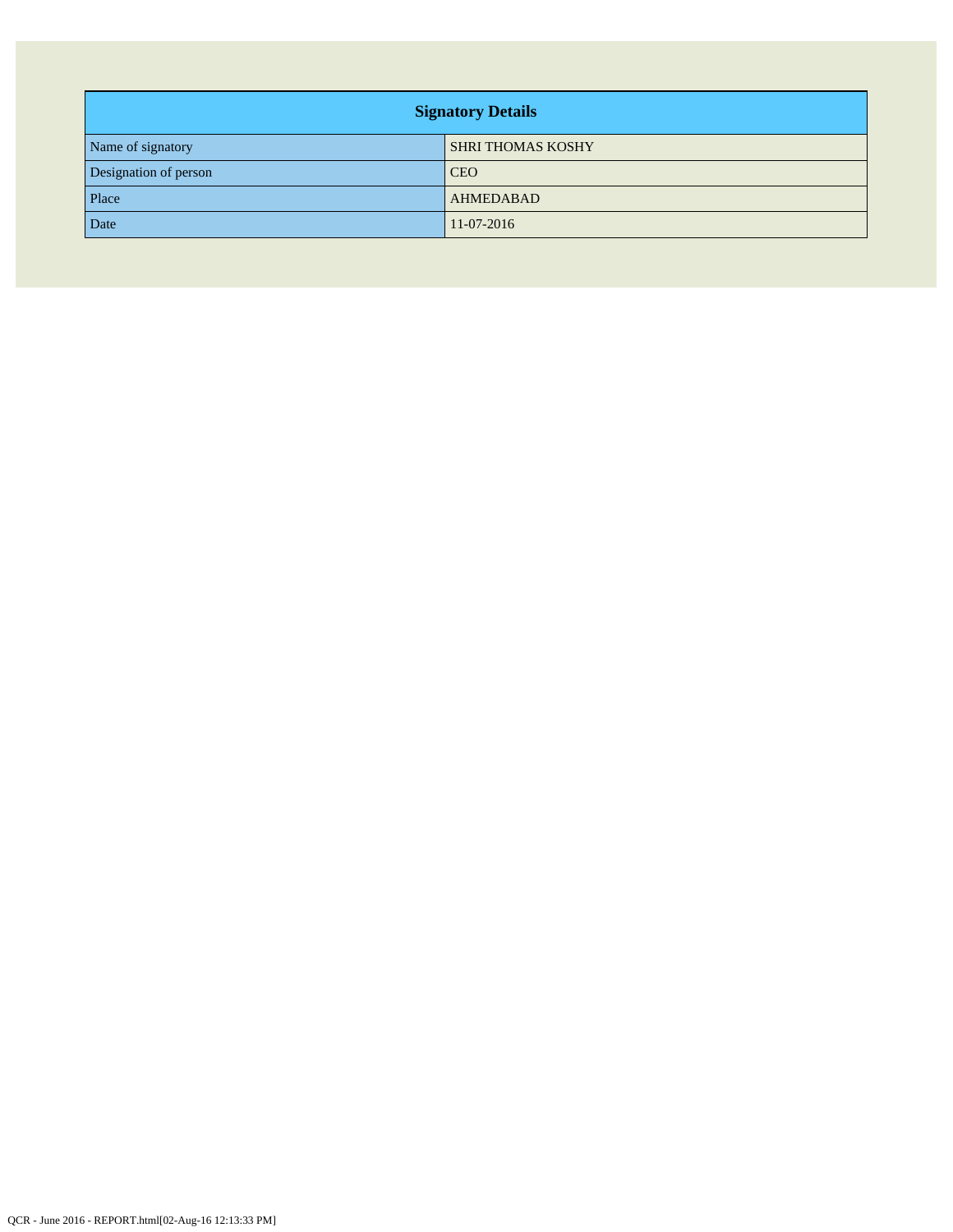| Signatory Details | |
|---|---|
| Name of signatory | SHRI THOMAS KOSHY |
| Designation of person | CEO |
| Place | AHMEDABAD |
| Date | 11-07-2016 |